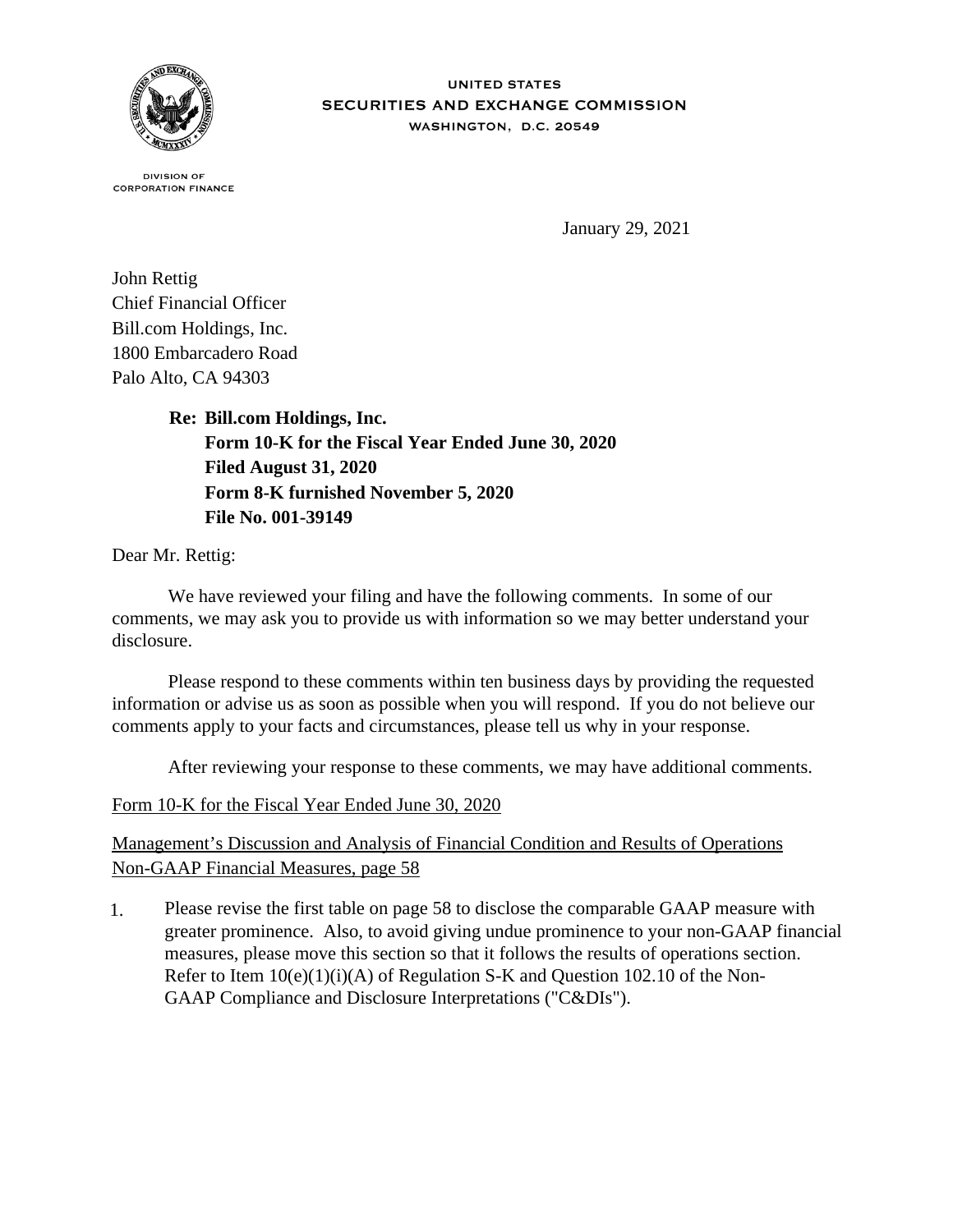UNITED STATES
SECURITIES AND EXCHANGE COMMISSION
WASHINGTON, D.C. 20549

DIVISION OF
CORPORATION FINANCE

January 29, 2021

John Rettig
Chief Financial Officer
Bill.com Holdings, Inc.
1800 Embarcadero Road
Palo Alto, CA 94303

**Re: Bill.com Holdings, Inc.**
**Form 10-K for the Fiscal Year Ended June 30, 2020**
**Filed August 31, 2020**
**Form 8-K furnished November 5, 2020**
**File No. 001-39149**

Dear Mr. Rettig:

We have reviewed your filing and have the following comments. In some of our comments, we may ask you to provide us with information so we may better understand your disclosure.

Please respond to these comments within ten business days by providing the requested information or advise us as soon as possible when you will respond. If you do not believe our comments apply to your facts and circumstances, please tell us why in your response.

After reviewing your response to these comments, we may have additional comments.

<u>Form 10-K for the Fiscal Year Ended June 30, 2020</u>

<u>Management's Discussion and Analysis of Financial Condition and Results of Operations</u>
<u>Non-GAAP Financial Measures, page 58</u>

1. Please revise the first table on page 58 to disclose the comparable GAAP measure with greater prominence. Also, to avoid giving undue prominence to your non-GAAP financial measures, please move this section so that it follows the results of operations section. Refer to Item 10(e)(1)(i)(A) of Regulation S-K and Question 102.10 of the Non-GAAP Compliance and Disclosure Interpretations ("C&DIs").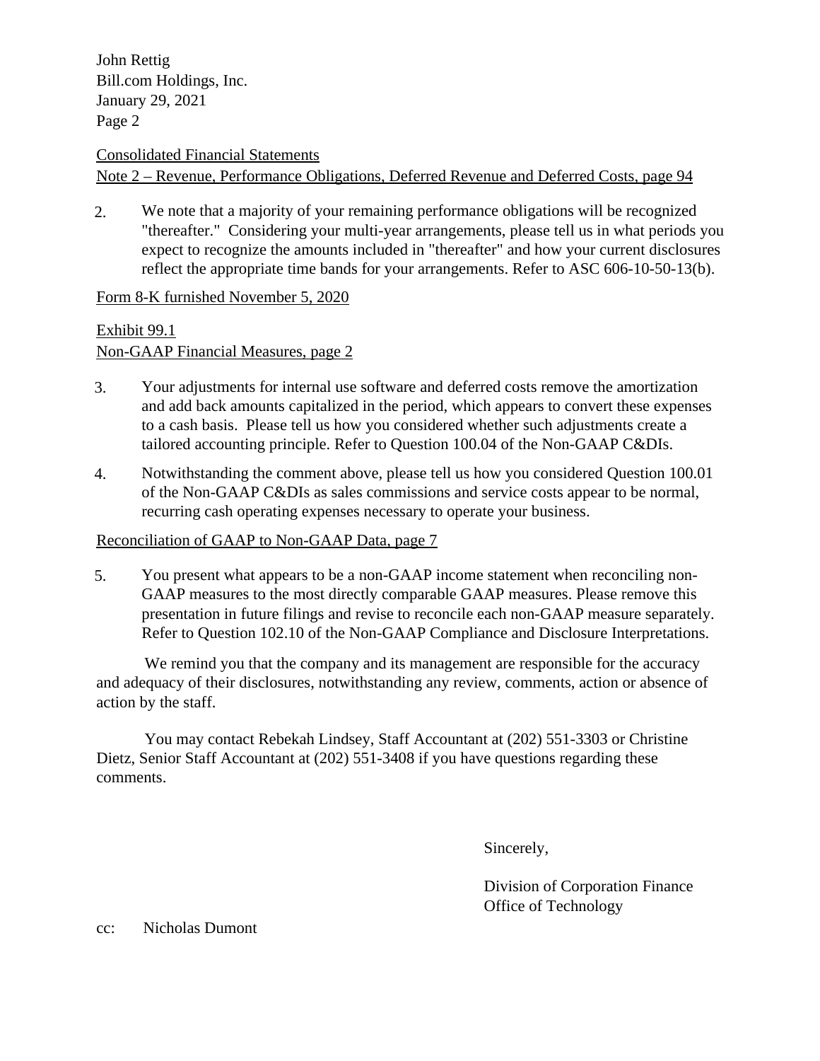Consolidated Financial Statements

Note 2 – Revenue, Performance Obligations, Deferred Revenue and Deferred Costs, page 94

2. We note that a majority of your remaining performance obligations will be recognized "thereafter." Considering your multi-year arrangements, please tell us in what periods you expect to recognize the amounts included in "thereafter" and how your current disclosures reflect the appropriate time bands for your arrangements. Refer to ASC 606-10-50-13(b).

Form 8-K furnished November 5, 2020

Exhibit 99.1

Non-GAAP Financial Measures, page 2

3. Your adjustments for internal use software and deferred costs remove the amortization and add back amounts capitalized in the period, which appears to convert these expenses to a cash basis. Please tell us how you considered whether such adjustments create a tailored accounting principle. Refer to Question 100.04 of the Non-GAAP C&DIs.

4. Notwithstanding the comment above, please tell us how you considered Question 100.01 of the Non-GAAP C&DIs as sales commissions and service costs appear to be normal, recurring cash operating expenses necessary to operate your business.

Reconciliation of GAAP to Non-GAAP Data, page 7

5. You present what appears to be a non-GAAP income statement when reconciling non-GAAP measures to the most directly comparable GAAP measures. Please remove this presentation in future filings and revise to reconcile each non-GAAP measure separately. Refer to Question 102.10 of the Non-GAAP Compliance and Disclosure Interpretations.

We remind you that the company and its management are responsible for the accuracy and adequacy of their disclosures, notwithstanding any review, comments, action or absence of action by the staff.

You may contact Rebekah Lindsey, Staff Accountant at (202) 551-3303 or Christine Dietz, Senior Staff Accountant at (202) 551-3408 if you have questions regarding these comments.

Sincerely,

Division of Corporation Finance
Office of Technology

cc: Nicholas Dumont